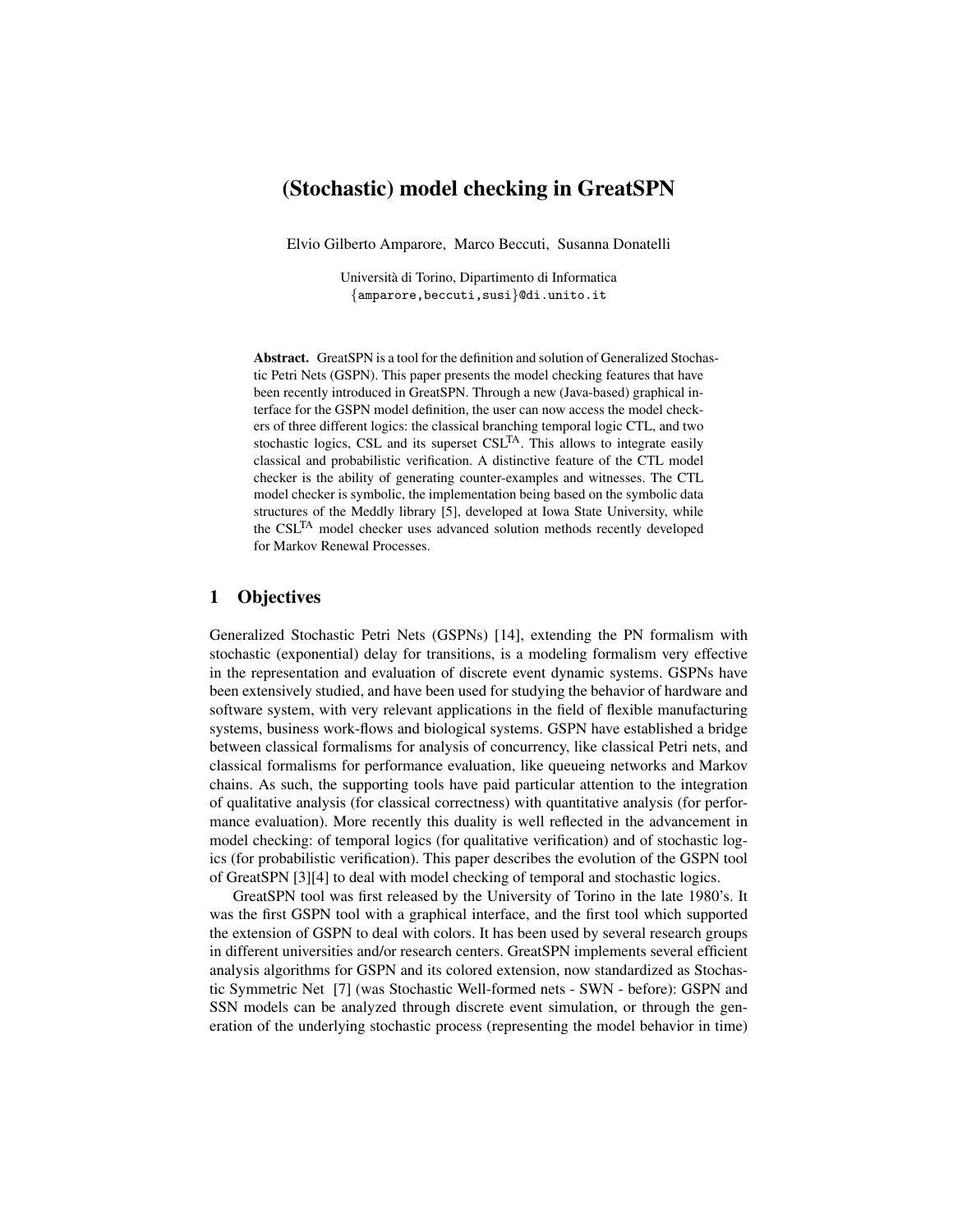# (Stochastic) model checking in GreatSPN

Elvio Gilberto Amparore, Marco Beccuti, Susanna Donatelli

Università di Torino, Dipartimento di Informatica
{amparore,beccuti,susi}@di.unito.it

**Abstract.** GreatSPN is a tool for the definition and solution of Generalized Stochastic Petri Nets (GSPN). This paper presents the model checking features that have been recently introduced in GreatSPN. Through a new (Java-based) graphical interface for the GSPN model definition, the user can now access the model checkers of three different logics: the classical branching temporal logic CTL, and two stochastic logics, CSL and its superset $\text{CSL}^{\text{TA}}$. This allows to integrate easily classical and probabilistic verification. A distinctive feature of the CTL model checker is the ability of generating counter-examples and witnesses. The CTL model checker is symbolic, the implementation being based on the symbolic data structures of the Meddly library [5], developed at Iowa State University, while the $\text{CSL}^{\text{TA}}$ model checker uses advanced solution methods recently developed for Markov Renewal Processes.

## 1 Objectives

Generalized Stochastic Petri Nets (GSPNs) [14], extending the PN formalism with stochastic (exponential) delay for transitions, is a modeling formalism very effective in the representation and evaluation of discrete event dynamic systems. GSPNs have been extensively studied, and have been used for studying the behavior of hardware and software system, with very relevant applications in the field of flexible manufacturing systems, business work-flows and biological systems. GSPN have established a bridge between classical formalisms for analysis of concurrency, like classical Petri nets, and classical formalisms for performance evaluation, like queueing networks and Markov chains. As such, the supporting tools have paid particular attention to the integration of qualitative analysis (for classical correctness) with quantitative analysis (for performance evaluation). More recently this duality is well reflected in the advancement in model checking: of temporal logics (for qualitative verification) and of stochastic logics (for probabilistic verification). This paper describes the evolution of the GSPN tool of GreatSPN [3][4] to deal with model checking of temporal and stochastic logics.

GreatSPN tool was first released by the University of Torino in the late 1980's. It was the first GSPN tool with a graphical interface, and the first tool which supported the extension of GSPN to deal with colors. It has been used by several research groups in different universities and/or research centers. GreatSPN implements several efficient analysis algorithms for GSPN and its colored extension, now standardized as Stochastic Symmetric Net [7] (was Stochastic Well-formed nets - SWN - before): GSPN and SSN models can be analyzed through discrete event simulation, or through the generation of the underlying stochastic process (representing the model behavior in time)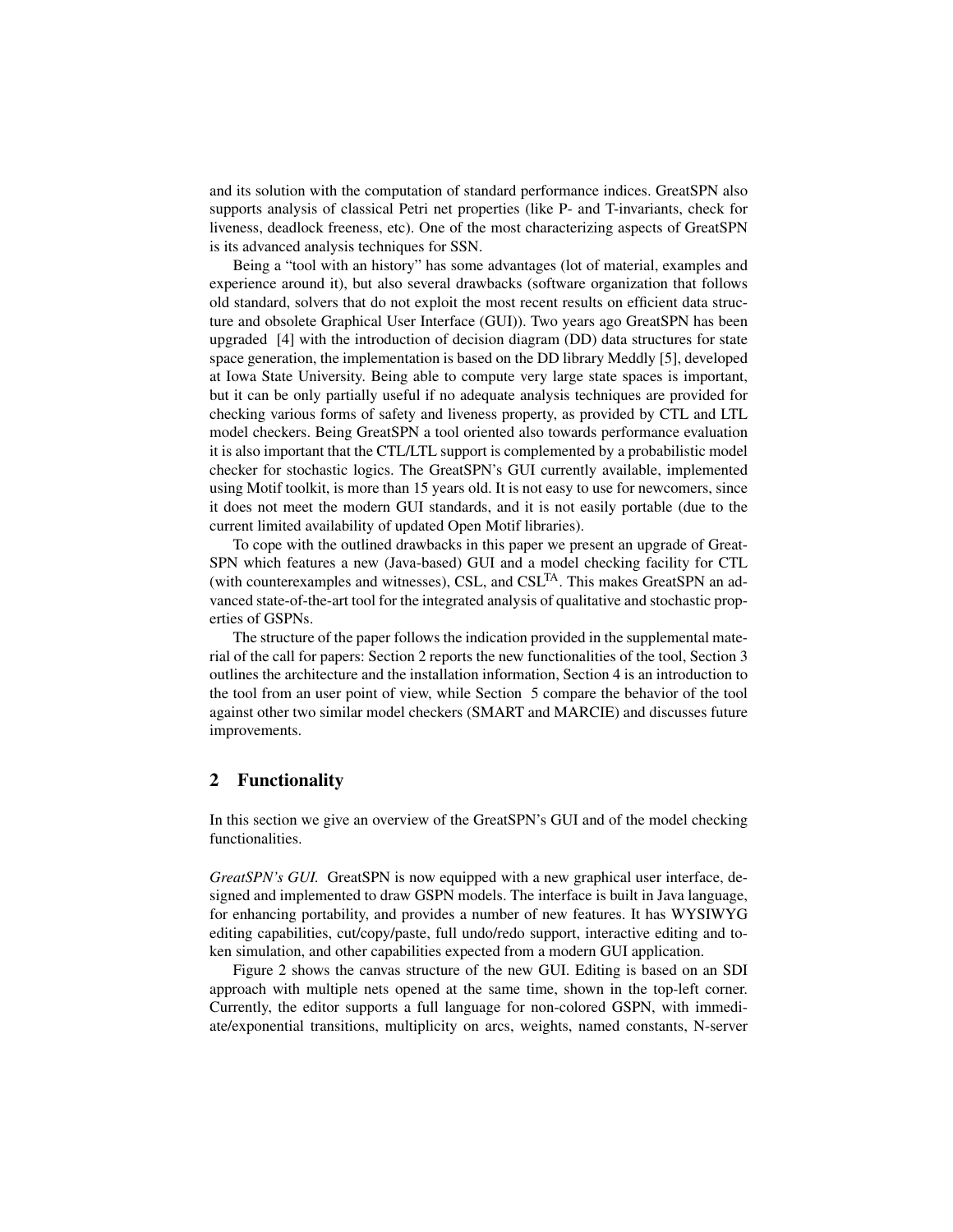and its solution with the computation of standard performance indices. GreatSPN also supports analysis of classical Petri net properties (like P- and T-invariants, check for liveness, deadlock freeness, etc). One of the most characterizing aspects of GreatSPN is its advanced analysis techniques for SSN.

Being a "tool with an history" has some advantages (lot of material, examples and experience around it), but also several drawbacks (software organization that follows old standard, solvers that do not exploit the most recent results on efficient data structure and obsolete Graphical User Interface (GUI)). Two years ago GreatSPN has been upgraded [4] with the introduction of decision diagram (DD) data structures for state space generation, the implementation is based on the DD library Meddly [5], developed at Iowa State University. Being able to compute very large state spaces is important, but it can be only partially useful if no adequate analysis techniques are provided for checking various forms of safety and liveness property, as provided by CTL and LTL model checkers. Being GreatSPN a tool oriented also towards performance evaluation it is also important that the CTL/LTL support is complemented by a probabilistic model checker for stochastic logics. The GreatSPN's GUI currently available, implemented using Motif toolkit, is more than 15 years old. It is not easy to use for newcomers, since it does not meet the modern GUI standards, and it is not easily portable (due to the current limited availability of updated Open Motif libraries).

To cope with the outlined drawbacks in this paper we present an upgrade of GreatSPN which features a new (Java-based) GUI and a model checking facility for CTL (with counterexamples and witnesses), CSL, and $\text{CSL}^{\text{TA}}$. This makes GreatSPN an advanced state-of-the-art tool for the integrated analysis of qualitative and stochastic properties of GSPNs.

The structure of the paper follows the indication provided in the supplemental material of the call for papers: Section 2 reports the new functionalities of the tool, Section 3 outlines the architecture and the installation information, Section 4 is an introduction to the tool from an user point of view, while Section 5 compare the behavior of the tool against other two similar model checkers (SMART and MARCIE) and discusses future improvements.

## 2 Functionality

In this section we give an overview of the GreatSPN's GUI and of the model checking functionalities.

*GreatSPN's GUI.* GreatSPN is now equipped with a new graphical user interface, designed and implemented to draw GSPN models. The interface is built in Java language, for enhancing portability, and provides a number of new features. It has WYSIWYG editing capabilities, cut/copy/paste, full undo/redo support, interactive editing and token simulation, and other capabilities expected from a modern GUI application.

Figure 2 shows the canvas structure of the new GUI. Editing is based on an SDI approach with multiple nets opened at the same time, shown in the top-left corner. Currently, the editor supports a full language for non-colored GSPN, with immediate/exponential transitions, multiplicity on arcs, weights, named constants, N-server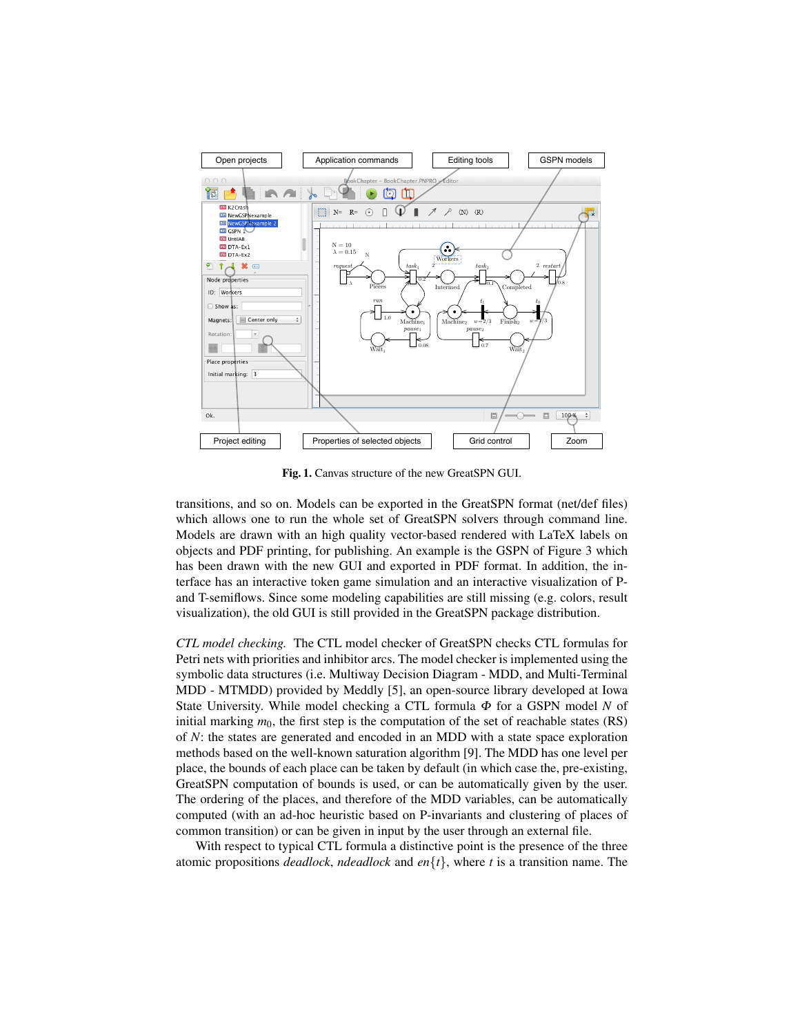**Fig. 1.** Canvas structure of the new GreatSPN GUI.

transitions, and so on. Models can be exported in the GreatSPN format (net/def files) which allows one to run the whole set of GreatSPN solvers through command line. Models are drawn with an high quality vector-based rendered with LaTeX labels on objects and PDF printing, for publishing. An example is the GSPN of Figure 3 which has been drawn with the new GUI and exported in PDF format. In addition, the interface has an interactive token game simulation and an interactive visualization of P- and T-semiflows. Since some modeling capabilities are still missing (e.g. colors, result visualization), the old GUI is still provided in the GreatSPN package distribution.

*CTL model checking.* The CTL model checker of GreatSPN checks CTL formulas for Petri nets with priorities and inhibitor arcs. The model checker is implemented using the symbolic data structures (i.e. Multiway Decision Diagram - MDD, and Multi-Terminal MDD - MTMDD) provided by Meddly [5], an open-source library developed at Iowa State University. While model checking a CTL formula $\Phi$ for a GSPN model $N$ of initial marking $m_0$, the first step is the computation of the set of reachable states (RS) of $N$: the states are generated and encoded in an MDD with a state space exploration methods based on the well-known saturation algorithm [9]. The MDD has one level per place, the bounds of each place can be taken by default (in which case the, pre-existing, GreatSPN computation of bounds is used, or can be automatically given by the user. The ordering of the places, and therefore of the MDD variables, can be automatically computed (with an ad-hoc heuristic based on P-invariants and clustering of places of common transition) or can be given in input by the user through an external file.

With respect to typical CTL formula a distinctive point is the presence of the three atomic propositions *deadlock*, *ndeadlock* and $en\{t\}$, where $t$ is a transition name. The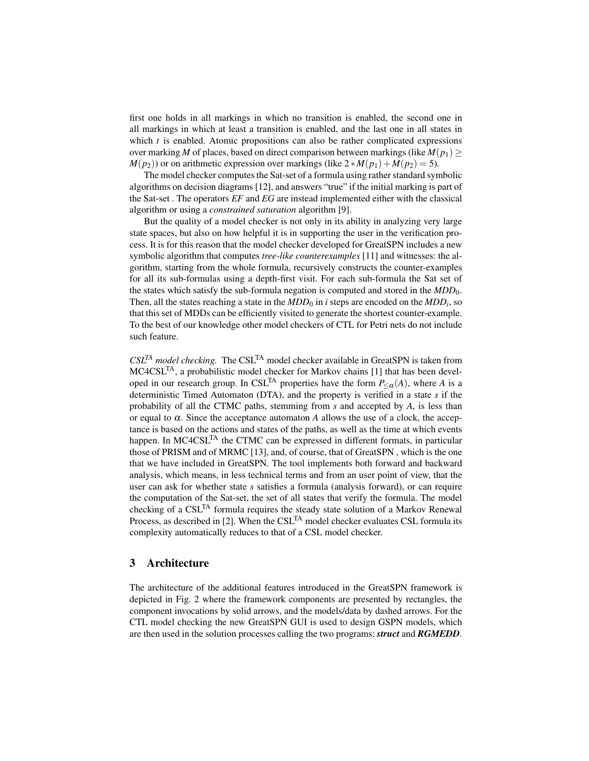first one holds in all markings in which no transition is enabled, the second one in all markings in which at least a transition is enabled, and the last one in all states in which $t$ is enabled. Atomic propositions can also be rather complicated expressions over marking $M$ of places, based on direct comparison between markings (like $M(p_1) \geq M(p_2)$) or on arithmetic expression over markings (like $2 * M(p_1) + M(p_2) = 5$).

The model checker computes the Sat-set of a formula using rather standard symbolic algorithms on decision diagrams [12], and answers "true" if the initial marking is part of the Sat-set . The operators *EF* and *EG* are instead implemented either with the classical algorithm or using a *constrained saturation* algorithm [9].

But the quality of a model checker is not only in its ability in analyzing very large state spaces, but also on how helpful it is in supporting the user in the verification process. It is for this reason that the model checker developed for GreatSPN includes a new symbolic algorithm that computes *tree-like counterexamples* [11] and witnesses: the algorithm, starting from the whole formula, recursively constructs the counter-examples for all its sub-formulas using a depth-first visit. For each sub-formula the Sat set of the states which satisfy the sub-formula negation is computed and stored in the $MDD_0$. Then, all the states reaching a state in the $MDD_0$ in $i$ steps are encoded on the $MDD_i$, so that this set of MDDs can be efficiently visited to generate the shortest counter-example. To the best of our knowledge other model checkers of CTL for Petri nets do not include such feature.

*CSL$^{TA}$ model checking.* The CSL$^{TA}$ model checker available in GreatSPN is taken from MC4CSL$^{TA}$, a probabilistic model checker for Markov chains [1] that has been developed in our research group. In CSL$^{TA}$ properties have the form $P_{\leq\alpha}(A)$, where $A$ is a deterministic Timed Automaton (DTA), and the property is verified in a state $s$ if the probability of all the CTMC paths, stemming from $s$ and accepted by $A$, is less than or equal to $\alpha$. Since the acceptance automaton $A$ allows the use of a clock, the acceptance is based on the actions and states of the paths, as well as the time at which events happen. In MC4CSL$^{TA}$ the CTMC can be expressed in different formats, in particular those of PRISM and of MRMC [13], and, of course, that of GreatSPN , which is the one that we have included in GreatSPN. The tool implements both forward and backward analysis, which means, in less technical terms and from an user point of view, that the user can ask for whether state $s$ satisfies a formula (analysis forward), or can require the computation of the Sat-set, the set of all states that verify the formula. The model checking of a CSL$^{TA}$ formula requires the steady state solution of a Markov Renewal Process, as described in [2]. When the CSL$^{TA}$ model checker evaluates CSL formula its complexity automatically reduces to that of a CSL model checker.

## 3 Architecture

The architecture of the additional features introduced in the GreatSPN framework is depicted in Fig. 2 where the framework components are presented by rectangles, the component invocations by solid arrows, and the models/data by dashed arrows. For the CTL model checking the new GreatSPN GUI is used to design GSPN models, which are then used in the solution processes calling the two programs: ***struct*** and ***RGMEDD***.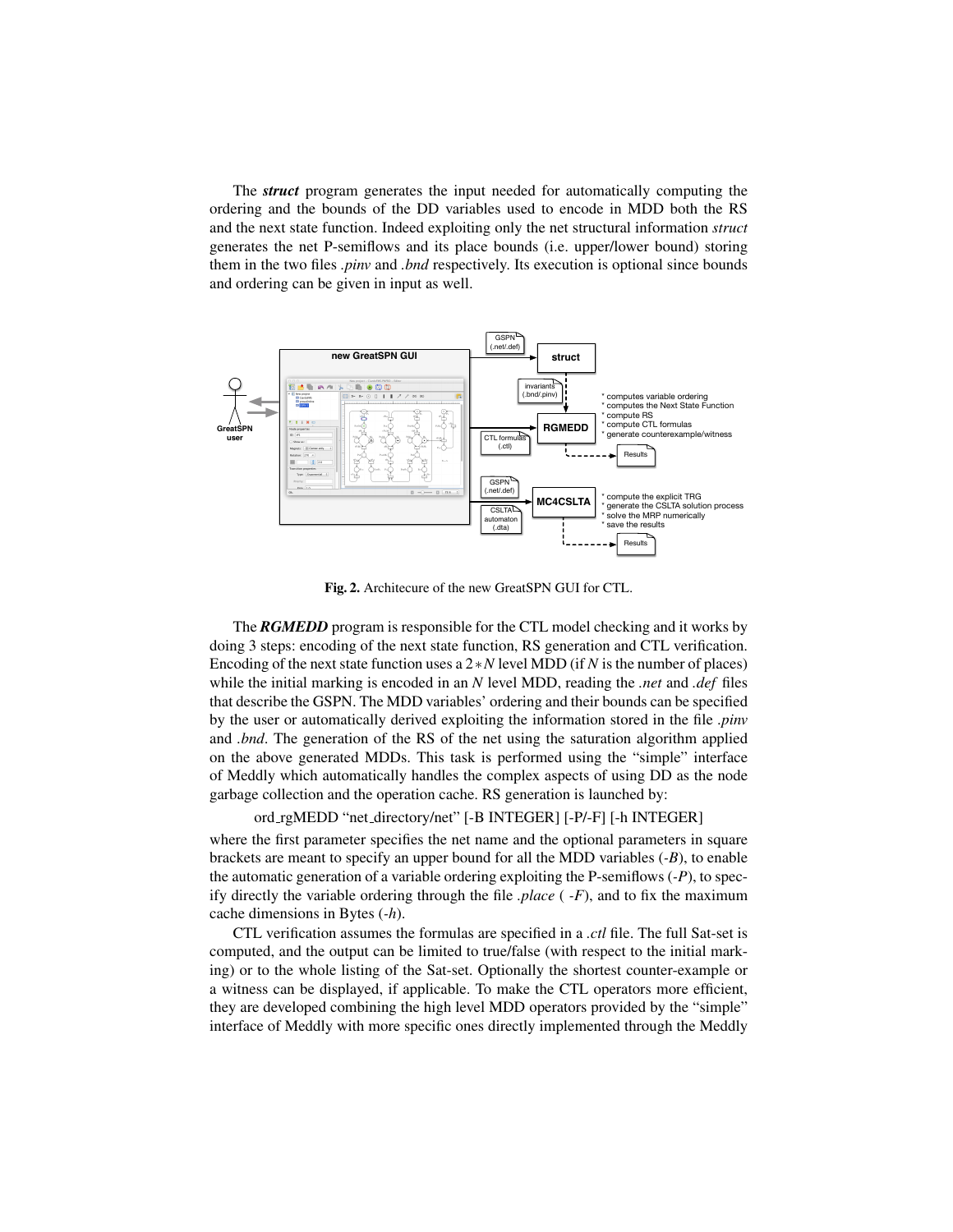The ***struct*** program generates the input needed for automatically computing the ordering and the bounds of the DD variables used to encode in MDD both the RS and the next state function. Indeed exploiting only the net structural information *struct* generates the net P-semiflows and its place bounds (i.e. upper/lower bound) storing them in the two files *.pinv* and *.bnd* respectively. Its execution is optional since bounds and ordering can be given in input as well.

**Fig. 2.** Architecure of the new GreatSPN GUI for CTL.

The ***RGMEDD*** program is responsible for the CTL model checking and it works by doing 3 steps: encoding of the next state function, RS generation and CTL verification. Encoding of the next state function uses a $2*N$ level MDD (if $N$ is the number of places) while the initial marking is encoded in an $N$ level MDD, reading the *.net* and *.def* files that describe the GSPN. The MDD variables' ordering and their bounds can be specified by the user or automatically derived exploiting the information stored in the file *.pinv* and *.bnd*. The generation of the RS of the net using the saturation algorithm applied on the above generated MDDs. This task is performed using the "simple" interface of Meddly which automatically handles the complex aspects of using DD as the node garbage collection and the operation cache. RS generation is launched by:

ord_rgMEDD "net_directory/net" [-B INTEGER] [-P/-F] [-h INTEGER]

where the first parameter specifies the net name and the optional parameters in square brackets are meant to specify an upper bound for all the MDD variables (*-B*), to enable the automatic generation of a variable ordering exploiting the P-semiflows (*-P*), to specify directly the variable ordering through the file *.place* ( *-F*), and to fix the maximum cache dimensions in Bytes (*-h*).

CTL verification assumes the formulas are specified in a *.ctl* file. The full Sat-set is computed, and the output can be limited to true/false (with respect to the initial marking) or to the whole listing of the Sat-set. Optionally the shortest counter-example or a witness can be displayed, if applicable. To make the CTL operators more efficient, they are developed combining the high level MDD operators provided by the "simple" interface of Meddly with more specific ones directly implemented through the Meddly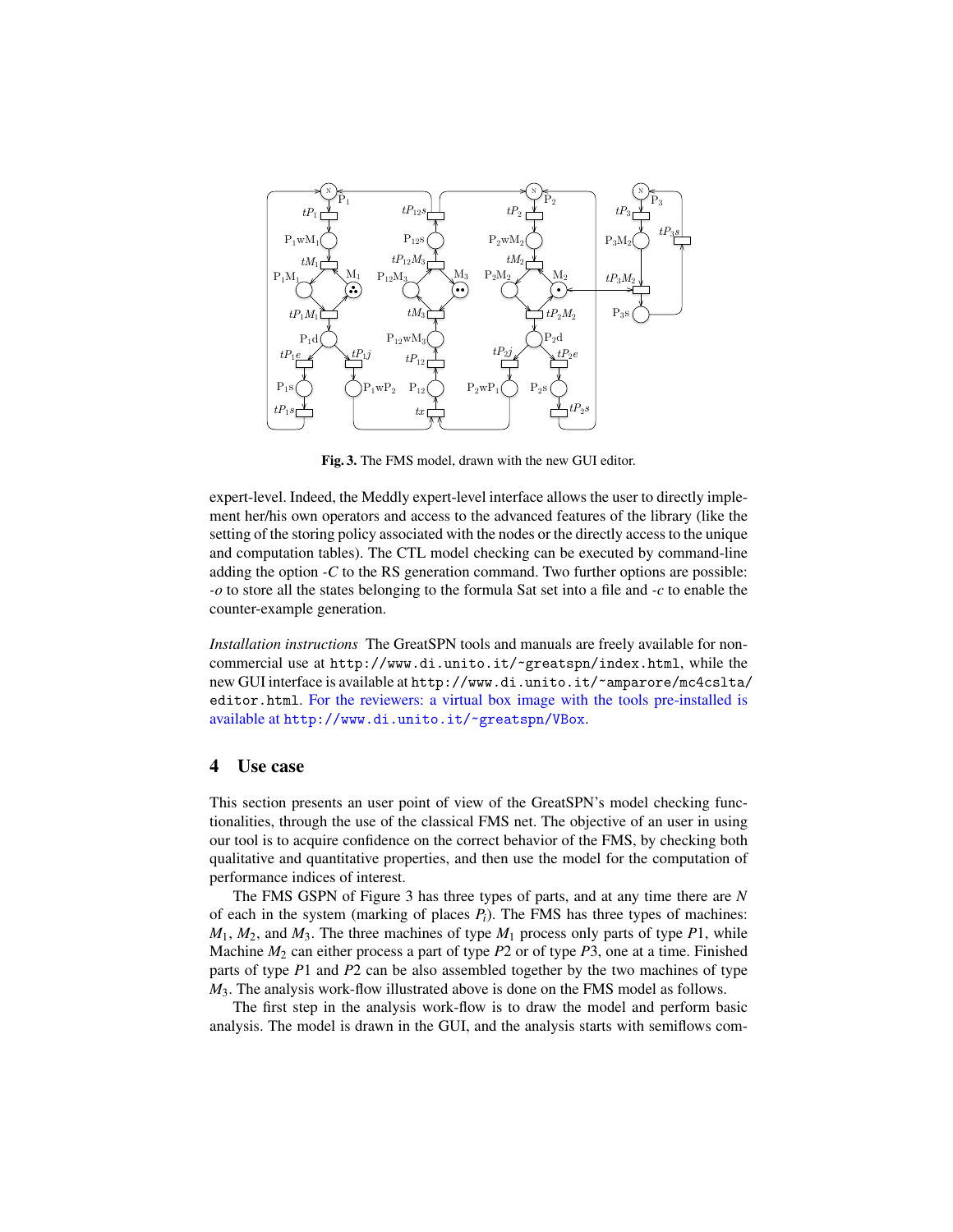Fig. 3. The FMS model, drawn with the new GUI editor.

expert-level. Indeed, the Meddly expert-level interface allows the user to directly implement her/his own operators and access to the advanced features of the library (like the setting of the storing policy associated with the nodes or the directly access to the unique and computation tables). The CTL model checking can be executed by command-line adding the option *-C* to the RS generation command. Two further options are possible: *-o* to store all the states belonging to the formula Sat set into a file and *-c* to enable the counter-example generation.

*Installation instructions* The GreatSPN tools and manuals are freely available for non-commercial use at `http://www.di.unito.it/~greatspn/index.html`, while the new GUI interface is available at `http://www.di.unito.it/~amparore/mc4cslta/editor.html`. For the reviewers: a virtual box image with the tools pre-installed is available at `http://www.di.unito.it/~greatspn/VBox`.

## 4 Use case

This section presents an user point of view of the GreatSPN's model checking functionalities, through the use of the classical FMS net. The objective of an user in using our tool is to acquire confidence on the correct behavior of the FMS, by checking both qualitative and quantitative properties, and then use the model for the computation of performance indices of interest.

The FMS GSPN of Figure 3 has three types of parts, and at any time there are $N$ of each in the system (marking of places $P_i$). The FMS has three types of machines: $M_1$, $M_2$, and $M_3$. The three machines of type $M_1$ process only parts of type $P1$, while Machine $M_2$ can either process a part of type $P2$ or of type $P3$, one at a time. Finished parts of type $P1$ and $P2$ can be also assembled together by the two machines of type $M_3$. The analysis work-flow illustrated above is done on the FMS model as follows.

The first step in the analysis work-flow is to draw the model and perform basic analysis. The model is drawn in the GUI, and the analysis starts with semiflows com-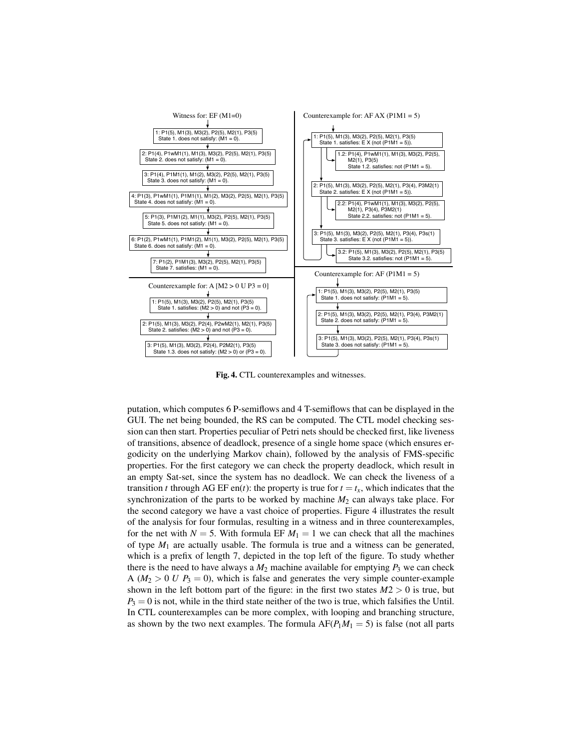Witness for: EF (M1=0)

1: P1(5), M1(3), M3(2), P2(5), M2(1), P3(5)
State 1. does not satisfy: (M1 = 0).

2: P1(4), P1wM1(1), M1(3), M3(2), P2(5), M2(1), P3(5)
State 2. does not satisfy: (M1 = 0).

3: P1(4), P1M1(1), M1(2), M3(2), P2(5), M2(1), P3(5)
State 3. does not satisfy: (M1 = 0).

4: P1(3), P1wM1(1), P1M1(1), M1(2), M3(2), P2(5), M2(1), P3(5)
State 4. does not satisfy: (M1 = 0).

5: P1(3), P1M1(2), M1(1), M3(2), P2(5), M2(1), P3(5)
State 5. does not satisfy: (M1 = 0).

6: P1(2), P1wM1(1), P1M1(2), M1(1), M3(2), P2(5), M2(1), P3(5)
State 6. does not satisfy: (M1 = 0).

7: P1(2), P1M1(3), M3(2), P2(5), M2(1), P3(5)
State 7. satisfies: (M1 = 0).

Counterexample for: A [M2 > 0 U P3 = 0]

1: P1(5), M1(3), M3(2), P2(5), M2(1), P3(5)
State 1. satisfies: (M2 > 0) and not (P3 = 0).

2: P1(5), M1(3), M3(2), P2(4), P2wM2(1), M2(1), P3(5)
State 2. satisfies: (M2 > 0) and not (P3 = 0).

3: P1(5), M1(3), M3(2), P2(4), P2M2(1), P3(5)
State 1.3. does not satisfy: (M2 > 0) or (P3 = 0).

Counterexample for: AF AX (P1M1 = 5)

1: P1(5), M1(3), M3(2), P2(5), M2(1), P3(5)
State 1. satisfies: E X (not (P1M1 = 5)).

1.2: P1(4), P1wM1(1), M1(3), M3(2), P2(5), M2(1), P3(5)
State 1.2. satisfies: not (P1M1 = 5).

2: P1(5), M1(3), M3(2), P2(5), M2(1), P3(4), P3M2(1)
State 2. satisfies: E X (not (P1M1 = 5)).

2.2: P1(4), P1wM1(1), M1(3), M3(2), P2(5), M2(1), P3(4), P3M2(1)
State 2.2. satisfies: not (P1M1 = 5).

3: P1(5), M1(3), M3(2), P2(5), M2(1), P3(4), P3s(1)
State 3. satisfies: E X (not (P1M1 = 5)).

3.2: P1(5), M1(3), M3(2), P2(5), M2(1), P3(5)
State 3.2. satisfies: not (P1M1 = 5).

Counterexample for: AF (P1M1 = 5)

1: P1(5), M1(3), M3(2), P2(5), M2(1), P3(5)
State 1. does not satisfy: (P1M1 = 5).

2: P1(5), M1(3), M3(2), P2(5), M2(1), P3(4), P3M2(1)
State 2. does not satisfy: (P1M1 = 5).

3: P1(5), M1(3), M3(2), P2(5), M2(1), P3(4), P3s(1)
State 3. does not satisfy: (P1M1 = 5).

**Fig. 4.** CTL counterexamples and witnesses.

putation, which computes 6 P-semiflows and 4 T-semiflows that can be displayed in the GUI. The net being bounded, the RS can be computed. The CTL model checking session can then start. Properties peculiar of Petri nets should be checked first, like liveness of transitions, absence of deadlock, presence of a single home space (which ensures ergodicity on the underlying Markov chain), followed by the analysis of FMS-specific properties. For the first category we can check the property deadlock, which result in an empty Sat-set, since the system has no deadlock. We can check the liveness of a transition $t$ through AG EF en($t$): the property is true for $t = t_x$, which indicates that the synchronization of the parts to be worked by machine $M_2$ can always take place. For the second category we have a vast choice of properties. Figure 4 illustrates the result of the analysis for four formulas, resulting in a witness and in three counterexamples, for the net with $N = 5$. With formula EF $M_1 = 1$ we can check that all the machines of type $M_1$ are actually usable. The formula is true and a witness can be generated, which is a prefix of length 7, depicted in the top left of the figure. To study whether there is the need to have always a $M_2$ machine available for emptying $P_3$ we can check A ($M_2 > 0$ $U$ $P_3 = 0$), which is false and generates the very simple counter-example shown in the left bottom part of the figure: in the first two states $M2 > 0$ is true, but $P_3 = 0$ is not, while in the third state neither of the two is true, which falsifies the Until. In CTL counterexamples can be more complex, with looping and branching structure, as shown by the two next examples. The formula AF($P_1M_1 = 5$) is false (not all parts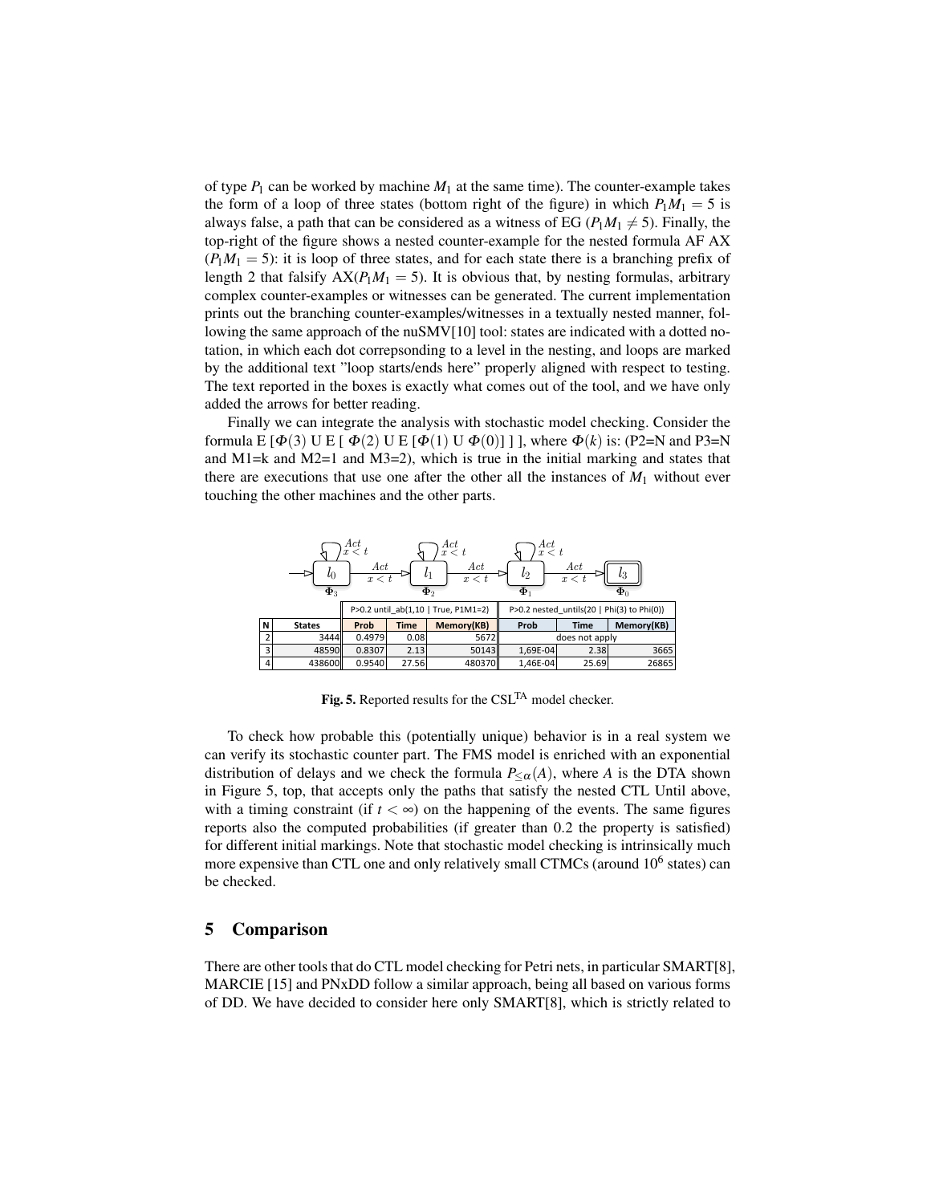of type $P_1$ can be worked by machine $M_1$ at the same time). The counter-example takes the form of a loop of three states (bottom right of the figure) in which $P_1M_1 = 5$ is always false, a path that can be considered as a witness of EG ($P_1M_1 \neq 5$). Finally, the top-right of the figure shows a nested counter-example for the nested formula AF AX ($P_1M_1 = 5$): it is loop of three states, and for each state there is a branching prefix of length 2 that falsify AX($P_1M_1 = 5$). It is obvious that, by nesting formulas, arbitrary complex counter-examples or witnesses can be generated. The current implementation prints out the branching counter-examples/witnesses in a textually nested manner, following the same approach of the nuSMV[10] tool: states are indicated with a dotted notation, in which each dot correpsonding to a level in the nesting, and loops are marked by the additional text "loop starts/ends here" properly aligned with respect to testing. The text reported in the boxes is exactly what comes out of the tool, and we have only added the arrows for better reading.

Finally we can integrate the analysis with stochastic model checking. Consider the formula E [$\Phi(3)$ U E [ $\Phi(2)$ U E [$\Phi(1)$ U $\Phi(0)$] ] ], where $\Phi(k)$ is: (P2=N and P3=N and M1=k and M2=1 and M3=2), which is true in the initial marking and states that there are executions that use one after the other all the instances of $M_1$ without ever touching the other machines and the other parts.

| N | States | P>0.2 until_ab(1,10 \| True, P1M1=2) | | | P>0.2 nested_untils(20 \| Phi(3) to Phi(0)) | | |
|---|---|---|---|---|---|---|---|
| | | Prob | Time | Memory(KB) | Prob | Time | Memory(KB) |
| 2 | 3444 | 0.4979 | 0.08 | 5672 | does not apply | | |
| 3 | 48590 | 0.8307 | 2.13 | 50143 | 1,69E-04 | 2.38 | 3665 |
| 4 | 438600 | 0.9540 | 27.56 | 480370 | 1,46E-04 | 25.69 | 26865 |

**Fig. 5.** Reported results for the CSL$^{\text{TA}}$ model checker.

To check how probable this (potentially unique) behavior is in a real system we can verify its stochastic counter part. The FMS model is enriched with an exponential distribution of delays and we check the formula $P_{\leq\alpha}(A)$, where $A$ is the DTA shown in Figure 5, top, that accepts only the paths that satisfy the nested CTL Until above, with a timing constraint (if $t < \infty$) on the happening of the events. The same figures reports also the computed probabilities (if greater than 0.2 the property is satisfied) for different initial markings. Note that stochastic model checking is intrinsically much more expensive than CTL one and only relatively small CTMCs (around $10^6$ states) can be checked.

## 5 Comparison

There are other tools that do CTL model checking for Petri nets, in particular SMART[8], MARCIE [15] and PNxDD follow a similar approach, being all based on various forms of DD. We have decided to consider here only SMART[8], which is strictly related to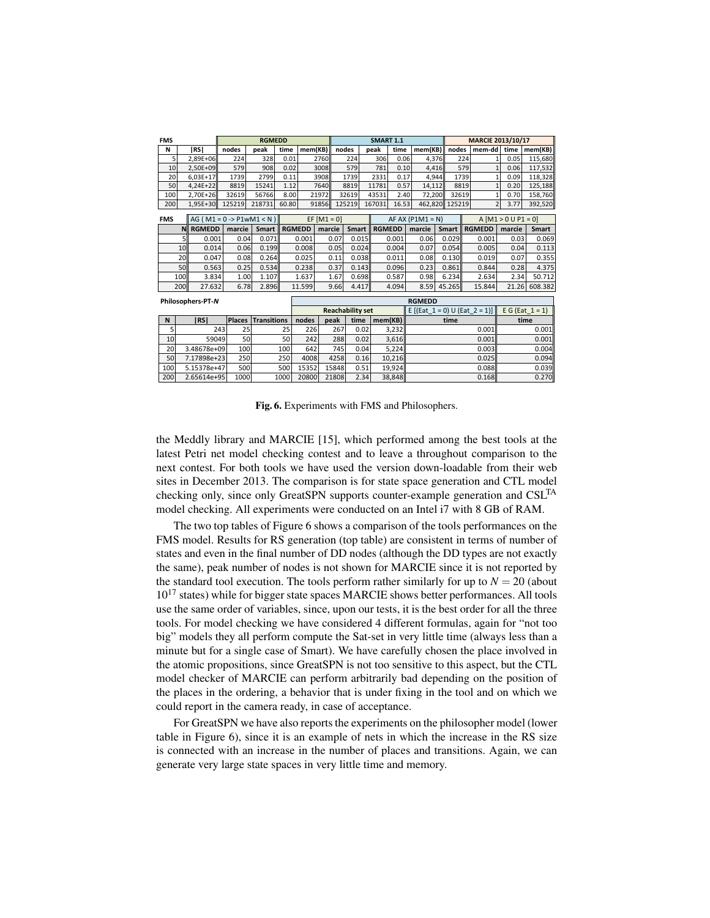| FMS | | RGMEDD | | | | SMART 1.1 | | | | MARCIE 2013/10/17 | | | |
|---|---|---|---|---|---|---|---|---|---|---|---|---|---|
| N | \|RS\| | nodes | peak | time | mem(KB) | nodes | peak | time | mem(KB) | nodes | mem-dd | time | mem(KB) |
| 5 | 2,89E+06 | 224 | 328 | 0.01 | 2760 | 224 | 306 | 0.06 | 4,376 | 224 | 1 | 0.05 | 115,680 |
| 10 | 2,50E+09 | 579 | 908 | 0.02 | 3008 | 579 | 781 | 0.10 | 4,416 | 579 | 1 | 0.06 | 117,532 |
| 20 | 6,03E+17 | 1739 | 2799 | 0.11 | 3908 | 1739 | 2331 | 0.17 | 4,944 | 1739 | 1 | 0.09 | 118,328 |
| 50 | 4,24E+22 | 8819 | 15241 | 1.12 | 7640 | 8819 | 11781 | 0.57 | 14,112 | 8819 | 1 | 0.20 | 125,188 |
| 100 | 2,70E+26 | 32619 | 56766 | 8.00 | 21972 | 32619 | 43531 | 2.40 | 72,200 | 32619 | 1 | 0.70 | 158,760 |
| 200 | 1,95E+30 | 125219 | 218731 | 60.80 | 91856 | 125219 | 167031 | 16.53 | 462,820 | 125219 | 2 | 3.77 | 392,520 |

| FMS | AG ( M1 = 0 -> P1wM1 < N ) | | | EF [M1 = 0] | | | AF AX (P1M1 = N) | | | A [M1 > 0 U P1 = 0] | | |
|---|---|---|---|---|---|---|---|---|---|---|---|---|
| N | RGMEDD | marcie | Smart | RGMEDD | marcie | Smart | RGMEDD | marcie | Smart | RGMEDD | marcie | Smart |
| 5 | 0.001 | 0.04 | 0.071 | 0.001 | 0.07 | 0.015 | 0.001 | 0.06 | 0.029 | 0.001 | 0.03 | 0.069 |
| 10 | 0.014 | 0.06 | 0.199 | 0.008 | 0.05 | 0.024 | 0.004 | 0.07 | 0.054 | 0.005 | 0.04 | 0.113 |
| 20 | 0.047 | 0.08 | 0.264 | 0.025 | 0.11 | 0.038 | 0.011 | 0.08 | 0.130 | 0.019 | 0.07 | 0.355 |
| 50 | 0.563 | 0.25 | 0.534 | 0.238 | 0.37 | 0.143 | 0.096 | 0.23 | 0.861 | 0.844 | 0.28 | 4.375 |
| 100 | 3.834 | 1.00 | 1.107 | 1.637 | 1.67 | 0.698 | 0.587 | 0.98 | 6.234 | 2.634 | 2.34 | 50.712 |
| 200 | 27.632 | 6.78 | 2.896 | 11.599 | 9.66 | 4.417 | 4.094 | 8.59 | 45.265 | 15.844 | 21.26 | 608.382 |

| Philosophers-PT-*N* | | | | RGMEDD | | | | | |
|---|---|---|---|---|---|---|---|---|---|
| | | | | Reachability set | | | | E [(Eat_1 = 0) U (Eat_2 = 1)] | E G (Eat_1 = 1) |
| N | \|RS\| | Places | Transitions | nodes | peak | time | mem(KB) | time | time |
| 5 | 243 | 25 | 25 | 226 | 267 | 0.02 | 3,232 | 0.001 | 0.001 |
| 10 | 59049 | 50 | 50 | 242 | 288 | 0.02 | 3,616 | 0.001 | 0.001 |
| 20 | 3.48678e+09 | 100 | 100 | 642 | 745 | 0.04 | 5,224 | 0.003 | 0.004 |
| 50 | 7.17898e+23 | 250 | 250 | 4008 | 4258 | 0.16 | 10,216 | 0.025 | 0.094 |
| 100 | 5.15378e+47 | 500 | 500 | 15352 | 15848 | 0.51 | 19,924 | 0.088 | 0.039 |
| 200 | 2.65614e+95 | 1000 | 1000 | 20800 | 21808 | 2.34 | 38,848 | 0.168 | 0.270 |

**Fig. 6.** Experiments with FMS and Philosophers.

the Meddly library and MARCIE [15], which performed among the best tools at the latest Petri net model checking contest and to leave a throughout comparison to the next contest. For both tools we have used the version down-loadable from their web sites in December 2013. The comparison is for state space generation and CTL model checking only, since only GreatSPN supports counter-example generation and CSL$^{TA}$ model checking. All experiments were conducted on an Intel i7 with 8 GB of RAM.

The two top tables of Figure 6 shows a comparison of the tools performances on the FMS model. Results for RS generation (top table) are consistent in terms of number of states and even in the final number of DD nodes (although the DD types are not exactly the same), peak number of nodes is not shown for MARCIE since it is not reported by the standard tool execution. The tools perform rather similarly for up to $N = 20$ (about $10^{17}$ states) while for bigger state spaces MARCIE shows better performances. All tools use the same order of variables, since, upon our tests, it is the best order for all the three tools. For model checking we have considered 4 different formulas, again for "not too big" models they all perform compute the Sat-set in very little time (always less than a minute but for a single case of Smart). We have carefully chosen the place involved in the atomic propositions, since GreatSPN is not too sensitive to this aspect, but the CTL model checker of MARCIE can perform arbitrarily bad depending on the position of the places in the ordering, a behavior that is under fixing in the tool and on which we could report in the camera ready, in case of acceptance.

For GreatSPN we have also reports the experiments on the philosopher model (lower table in Figure 6), since it is an example of nets in which the increase in the RS size is connected with an increase in the number of places and transitions. Again, we can generate very large state spaces in very little time and memory.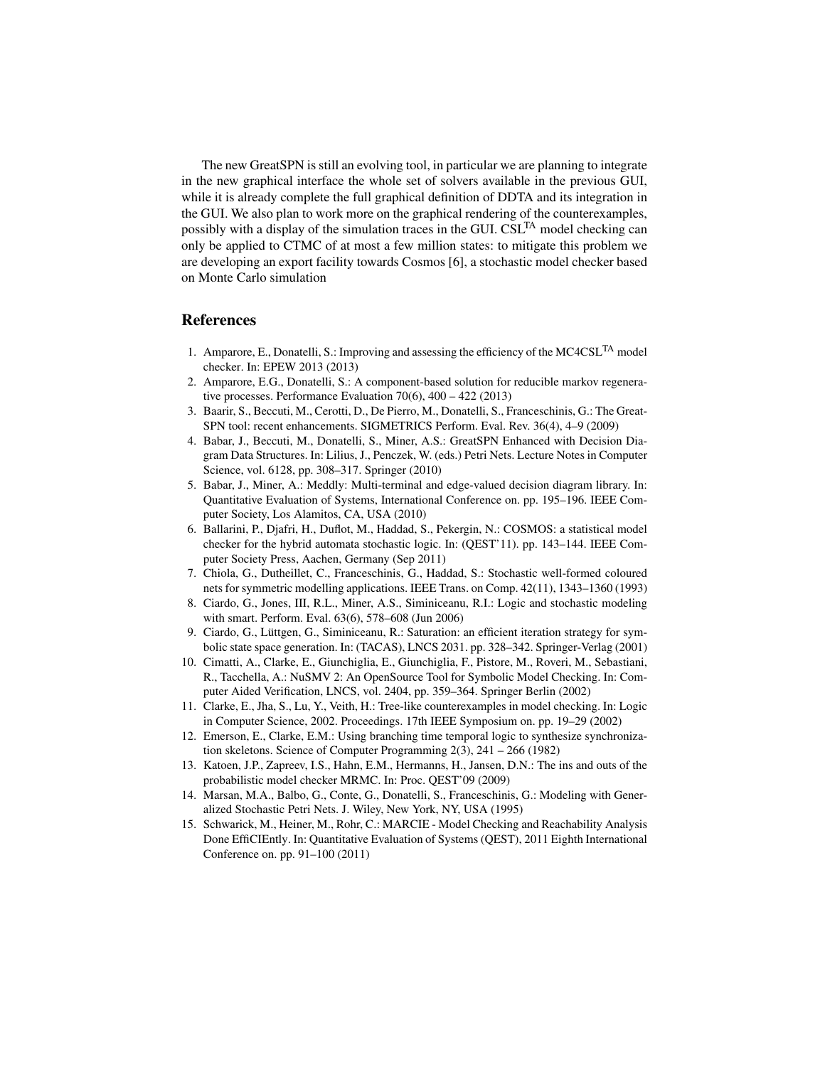The new GreatSPN is still an evolving tool, in particular we are planning to integrate in the new graphical interface the whole set of solvers available in the previous GUI, while it is already complete the full graphical definition of DDTA and its integration in the GUI. We also plan to work more on the graphical rendering of the counterexamples, possibly with a display of the simulation traces in the GUI. $\text{CSL}^{\text{TA}}$ model checking can only be applied to CTMC of at most a few million states: to mitigate this problem we are developing an export facility towards Cosmos [6], a stochastic model checker based on Monte Carlo simulation

## References

1. Amparore, E., Donatelli, S.: Improving and assessing the efficiency of the $\text{MC4CSL}^{\text{TA}}$ model checker. In: EPEW 2013 (2013)
2. Amparore, E.G., Donatelli, S.: A component-based solution for reducible markov regenerative processes. Performance Evaluation 70(6), 400 – 422 (2013)
3. Baarir, S., Beccuti, M., Cerotti, D., De Pierro, M., Donatelli, S., Franceschinis, G.: The Great-SPN tool: recent enhancements. SIGMETRICS Perform. Eval. Rev. 36(4), 4–9 (2009)
4. Babar, J., Beccuti, M., Donatelli, S., Miner, A.S.: GreatSPN Enhanced with Decision Diagram Data Structures. In: Lilius, J., Penczek, W. (eds.) Petri Nets. Lecture Notes in Computer Science, vol. 6128, pp. 308–317. Springer (2010)
5. Babar, J., Miner, A.: Meddly: Multi-terminal and edge-valued decision diagram library. In: Quantitative Evaluation of Systems, International Conference on. pp. 195–196. IEEE Computer Society, Los Alamitos, CA, USA (2010)
6. Ballarini, P., Djafri, H., Duflot, M., Haddad, S., Pekergin, N.: COSMOS: a statistical model checker for the hybrid automata stochastic logic. In: (QEST'11). pp. 143–144. IEEE Computer Society Press, Aachen, Germany (Sep 2011)
7. Chiola, G., Dutheillet, C., Franceschinis, G., Haddad, S.: Stochastic well-formed coloured nets for symmetric modelling applications. IEEE Trans. on Comp. 42(11), 1343–1360 (1993)
8. Ciardo, G., Jones, III, R.L., Miner, A.S., Siminiceanu, R.I.: Logic and stochastic modeling with smart. Perform. Eval. 63(6), 578–608 (Jun 2006)
9. Ciardo, G., Lüttgen, G., Siminiceanu, R.: Saturation: an efficient iteration strategy for symbolic state space generation. In: (TACAS), LNCS 2031. pp. 328–342. Springer-Verlag (2001)
10. Cimatti, A., Clarke, E., Giunchiglia, E., Giunchiglia, F., Pistore, M., Roveri, M., Sebastiani, R., Tacchella, A.: NuSMV 2: An OpenSource Tool for Symbolic Model Checking. In: Computer Aided Verification, LNCS, vol. 2404, pp. 359–364. Springer Berlin (2002)
11. Clarke, E., Jha, S., Lu, Y., Veith, H.: Tree-like counterexamples in model checking. In: Logic in Computer Science, 2002. Proceedings. 17th IEEE Symposium on. pp. 19–29 (2002)
12. Emerson, E., Clarke, E.M.: Using branching time temporal logic to synthesize synchronization skeletons. Science of Computer Programming 2(3), 241 – 266 (1982)
13. Katoen, J.P., Zapreev, I.S., Hahn, E.M., Hermanns, H., Jansen, D.N.: The ins and outs of the probabilistic model checker MRMC. In: Proc. QEST'09 (2009)
14. Marsan, M.A., Balbo, G., Conte, G., Donatelli, S., Franceschinis, G.: Modeling with Generalized Stochastic Petri Nets. J. Wiley, New York, NY, USA (1995)
15. Schwarick, M., Heiner, M., Rohr, C.: MARCIE - Model Checking and Reachability Analysis Done EffiCIEntly. In: Quantitative Evaluation of Systems (QEST), 2011 Eighth International Conference on. pp. 91–100 (2011)